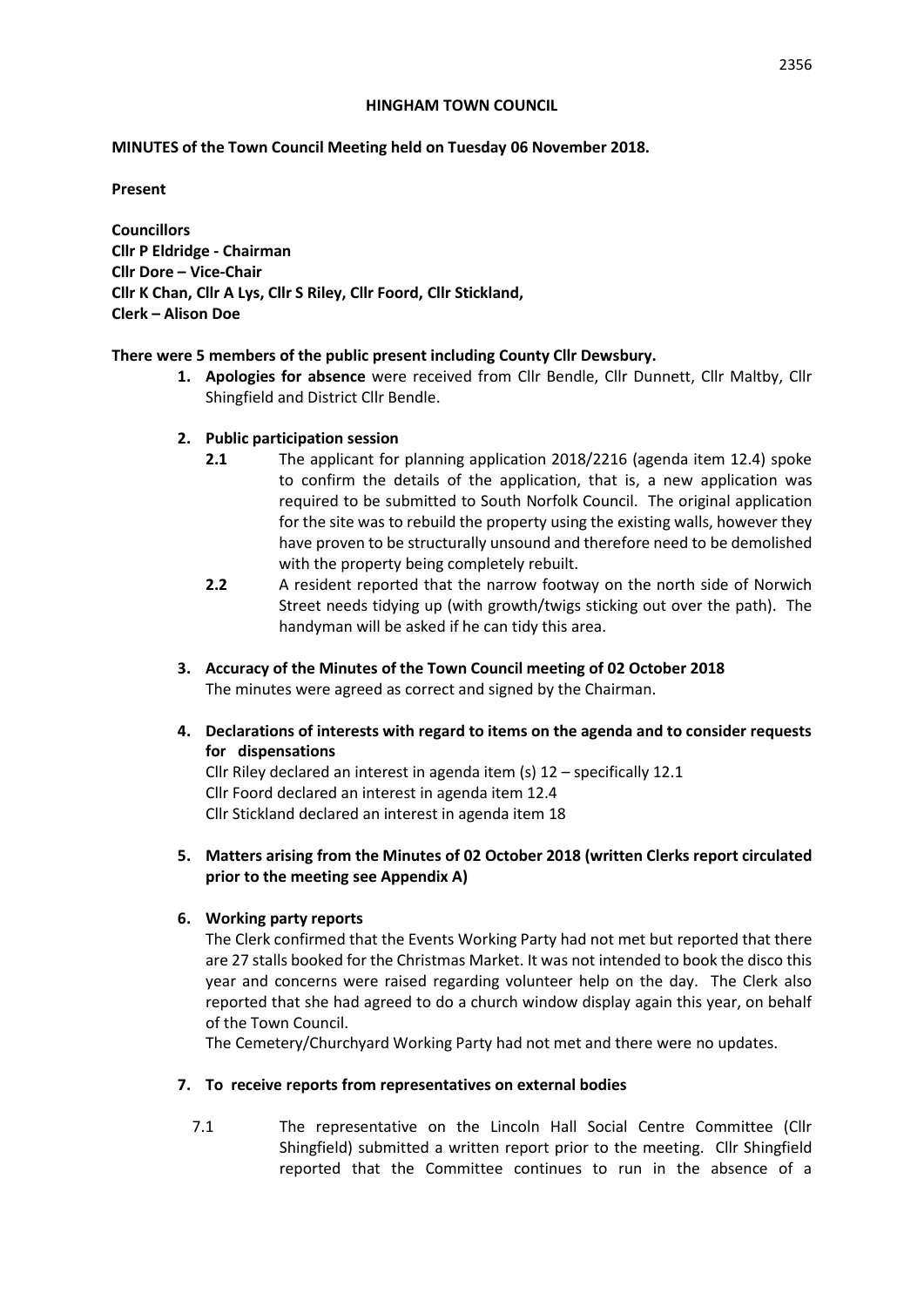**HINGHAM TOWN COUNCIL**

**MINUTES of the Town Council Meeting held on Tuesday 06 November 2018.**

**Present**

**Councillors**
**Cllr P Eldridge - Chairman**
**Cllr Dore – Vice-Chair**
**Cllr K Chan, Cllr A Lys, Cllr S Riley, Cllr Foord, Cllr Stickland,**
**Clerk – Alison Doe**

**There were 5 members of the public present including County Cllr Dewsbury.**

1. **Apologies for absence** were received from Cllr Bendle, Cllr Dunnett, Cllr Maltby, Cllr Shingfield and District Cllr Bendle.

2. **Public participation session**
   - **2.1** The applicant for planning application 2018/2216 (agenda item 12.4) spoke to confirm the details of the application, that is, a new application was required to be submitted to South Norfolk Council. The original application for the site was to rebuild the property using the existing walls, however they have proven to be structurally unsound and therefore need to be demolished with the property being completely rebuilt.
   - **2.2** A resident reported that the narrow footway on the north side of Norwich Street needs tidying up (with growth/twigs sticking out over the path). The handyman will be asked if he can tidy this area.

3. **Accuracy of the Minutes of the Town Council meeting of 02 October 2018**
   The minutes were agreed as correct and signed by the Chairman.

4. **Declarations of interests with regard to items on the agenda and to consider requests for dispensations**
   Cllr Riley declared an interest in agenda item (s) 12 – specifically 12.1
   Cllr Foord declared an interest in agenda item 12.4
   Cllr Stickland declared an interest in agenda item 18

5. **Matters arising from the Minutes of 02 October 2018 (written Clerks report circulated prior to the meeting see Appendix A)**

6. **Working party reports**
   The Clerk confirmed that the Events Working Party had not met but reported that there are 27 stalls booked for the Christmas Market. It was not intended to book the disco this year and concerns were raised regarding volunteer help on the day. The Clerk also reported that she had agreed to do a church window display again this year, on behalf of the Town Council.
   The Cemetery/Churchyard Working Party had not met and there were no updates.

7. **To receive reports from representatives on external bodies**
   - 7.1 The representative on the Lincoln Hall Social Centre Committee (Cllr Shingfield) submitted a written report prior to the meeting. Cllr Shingfield reported that the Committee continues to run in the absence of a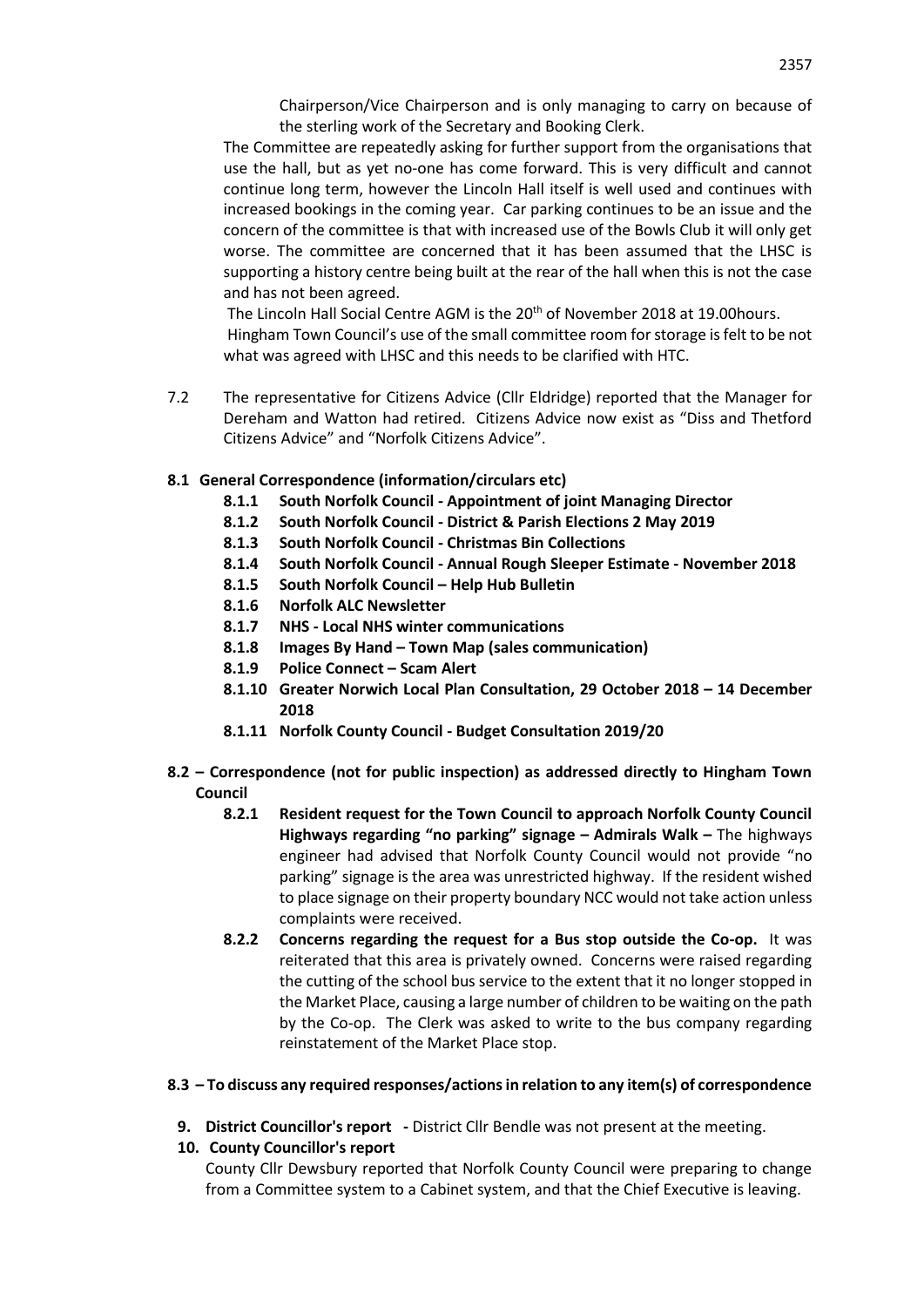Chairperson/Vice Chairperson and is only managing to carry on because of the sterling work of the Secretary and Booking Clerk.

The Committee are repeatedly asking for further support from the organisations that use the hall, but as yet no-one has come forward. This is very difficult and cannot continue long term, however the Lincoln Hall itself is well used and continues with increased bookings in the coming year. Car parking continues to be an issue and the concern of the committee is that with increased use of the Bowls Club it will only get worse. The committee are concerned that it has been assumed that the LHSC is supporting a history centre being built at the rear of the hall when this is not the case and has not been agreed.

The Lincoln Hall Social Centre AGM is the 20th of November 2018 at 19.00hours.

Hingham Town Council's use of the small committee room for storage is felt to be not what was agreed with LHSC and this needs to be clarified with HTC.

7.2 The representative for Citizens Advice (Cllr Eldridge) reported that the Manager for Dereham and Watton had retired. Citizens Advice now exist as "Diss and Thetford Citizens Advice" and "Norfolk Citizens Advice".

**8.1 General Correspondence (information/circulars etc)**

- **8.1.1 South Norfolk Council - Appointment of joint Managing Director**
- **8.1.2 South Norfolk Council - District & Parish Elections 2 May 2019**
- **8.1.3 South Norfolk Council - Christmas Bin Collections**
- **8.1.4 South Norfolk Council - Annual Rough Sleeper Estimate - November 2018**
- **8.1.5 South Norfolk Council – Help Hub Bulletin**
- **8.1.6 Norfolk ALC Newsletter**
- **8.1.7 NHS - Local NHS winter communications**
- **8.1.8 Images By Hand – Town Map (sales communication)**
- **8.1.9 Police Connect – Scam Alert**
- **8.1.10 Greater Norwich Local Plan Consultation, 29 October 2018 – 14 December 2018**
- **8.1.11 Norfolk County Council - Budget Consultation 2019/20**

**8.2 – Correspondence (not for public inspection) as addressed directly to Hingham Town Council**

**8.2.1 Resident request for the Town Council to approach Norfolk County Council Highways regarding "no parking" signage – Admirals Walk –** The highways engineer had advised that Norfolk County Council would not provide "no parking" signage is the area was unrestricted highway. If the resident wished to place signage on their property boundary NCC would not take action unless complaints were received.

**8.2.2 Concerns regarding the request for a Bus stop outside the Co-op.** It was reiterated that this area is privately owned. Concerns were raised regarding the cutting of the school bus service to the extent that it no longer stopped in the Market Place, causing a large number of children to be waiting on the path by the Co-op. The Clerk was asked to write to the bus company regarding reinstatement of the Market Place stop.

**8.3 – To discuss any required responses/actions in relation to any item(s) of correspondence**

**9. District Councillor's report -** District Cllr Bendle was not present at the meeting.

**10. County Councillor's report**

County Cllr Dewsbury reported that Norfolk County Council were preparing to change from a Committee system to a Cabinet system, and that the Chief Executive is leaving.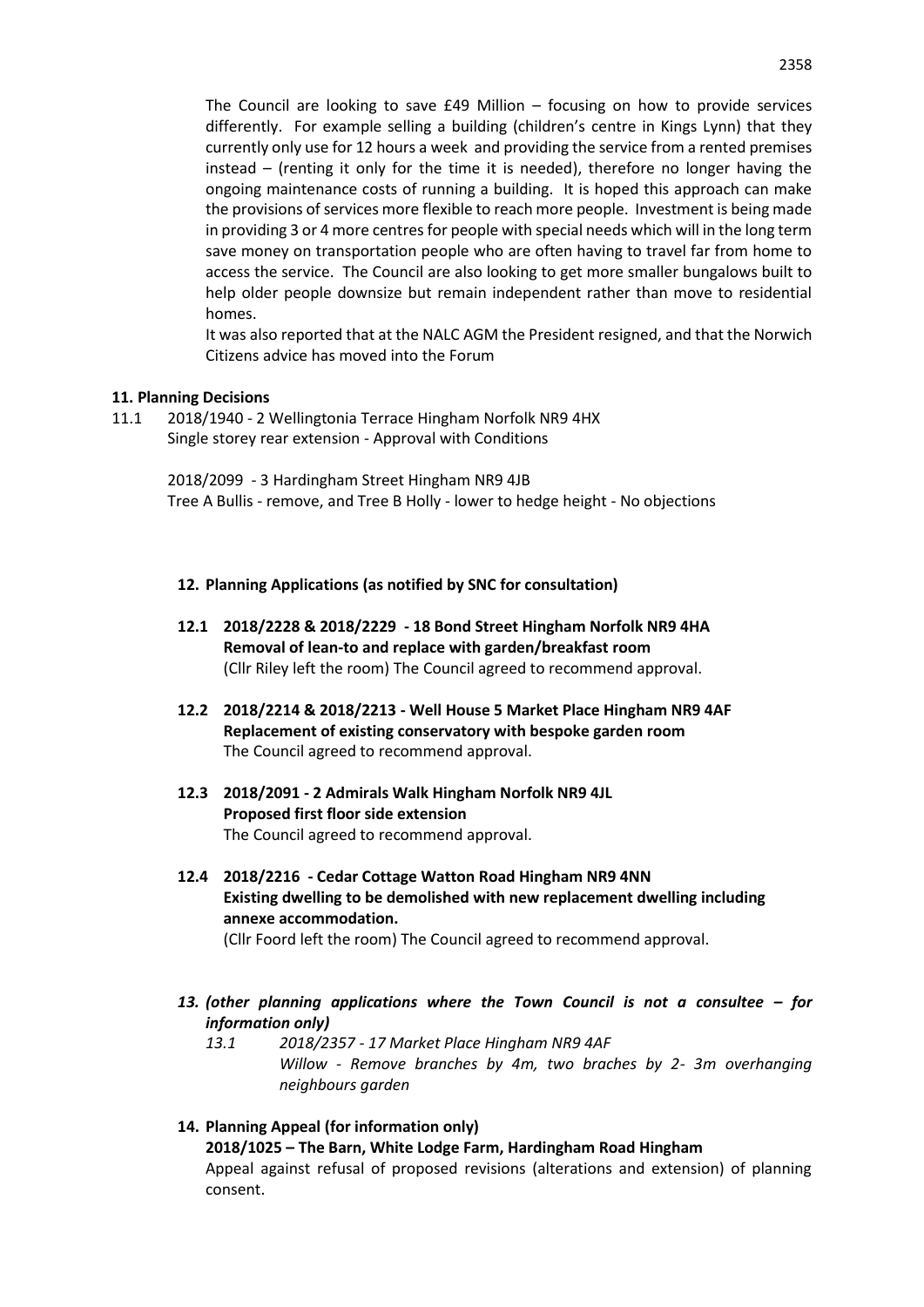The Council are looking to save £49 Million – focusing on how to provide services differently. For example selling a building (children's centre in Kings Lynn) that they currently only use for 12 hours a week and providing the service from a rented premises instead – (renting it only for the time it is needed), therefore no longer having the ongoing maintenance costs of running a building. It is hoped this approach can make the provisions of services more flexible to reach more people. Investment is being made in providing 3 or 4 more centres for people with special needs which will in the long term save money on transportation people who are often having to travel far from home to access the service. The Council are also looking to get more smaller bungalows built to help older people downsize but remain independent rather than move to residential homes.

It was also reported that at the NALC AGM the President resigned, and that the Norwich Citizens advice has moved into the Forum

**11. Planning Decisions**

11.1 2018/1940 - 2 Wellingtonia Terrace Hingham Norfolk NR9 4HX
Single storey rear extension - Approval with Conditions

2018/2099 - 3 Hardingham Street Hingham NR9 4JB
Tree A Bullis - remove, and Tree B Holly - lower to hedge height - No objections

**12. Planning Applications (as notified by SNC for consultation)**

**12.1 2018/2228 & 2018/2229 - 18 Bond Street Hingham Norfolk NR9 4HA**
**Removal of lean-to and replace with garden/breakfast room**
(Cllr Riley left the room) The Council agreed to recommend approval.

**12.2 2018/2214 & 2018/2213 - Well House 5 Market Place Hingham NR9 4AF**
**Replacement of existing conservatory with bespoke garden room**
The Council agreed to recommend approval.

**12.3 2018/2091 - 2 Admirals Walk Hingham Norfolk NR9 4JL**
**Proposed first floor side extension**
The Council agreed to recommend approval.

**12.4 2018/2216 - Cedar Cottage Watton Road Hingham NR9 4NN**
**Existing dwelling to be demolished with new replacement dwelling including annexe accommodation.**
(Cllr Foord left the room) The Council agreed to recommend approval.

***13. (other planning applications where the Town Council is not a consultee – for information only)***

*13.1 2018/2357 - 17 Market Place Hingham NR9 4AF*
*Willow - Remove branches by 4m, two braches by 2- 3m overhanging neighbours garden*

**14. Planning Appeal (for information only)**

**2018/1025 – The Barn, White Lodge Farm, Hardingham Road Hingham**

Appeal against refusal of proposed revisions (alterations and extension) of planning consent.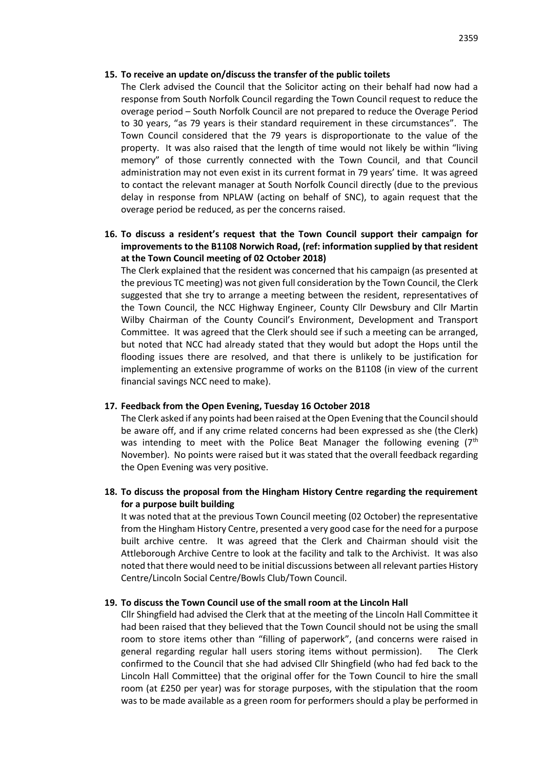**15. To receive an update on/discuss the transfer of the public toilets**

The Clerk advised the Council that the Solicitor acting on their behalf had now had a response from South Norfolk Council regarding the Town Council request to reduce the overage period – South Norfolk Council are not prepared to reduce the Overage Period to 30 years, "as 79 years is their standard requirement in these circumstances". The Town Council considered that the 79 years is disproportionate to the value of the property. It was also raised that the length of time would not likely be within "living memory" of those currently connected with the Town Council, and that Council administration may not even exist in its current format in 79 years' time. It was agreed to contact the relevant manager at South Norfolk Council directly (due to the previous delay in response from NPLAW (acting on behalf of SNC), to again request that the overage period be reduced, as per the concerns raised.

**16. To discuss a resident's request that the Town Council support their campaign for improvements to the B1108 Norwich Road, (ref: information supplied by that resident at the Town Council meeting of 02 October 2018)**

The Clerk explained that the resident was concerned that his campaign (as presented at the previous TC meeting) was not given full consideration by the Town Council, the Clerk suggested that she try to arrange a meeting between the resident, representatives of the Town Council, the NCC Highway Engineer, County Cllr Dewsbury and Cllr Martin Wilby Chairman of the County Council's Environment, Development and Transport Committee. It was agreed that the Clerk should see if such a meeting can be arranged, but noted that NCC had already stated that they would but adopt the Hops until the flooding issues there are resolved, and that there is unlikely to be justification for implementing an extensive programme of works on the B1108 (in view of the current financial savings NCC need to make).

**17. Feedback from the Open Evening, Tuesday 16 October 2018**

The Clerk asked if any points had been raised at the Open Evening that the Council should be aware off, and if any crime related concerns had been expressed as she (the Clerk) was intending to meet with the Police Beat Manager the following evening (7th November). No points were raised but it was stated that the overall feedback regarding the Open Evening was very positive.

**18. To discuss the proposal from the Hingham History Centre regarding the requirement for a purpose built building**

It was noted that at the previous Town Council meeting (02 October) the representative from the Hingham History Centre, presented a very good case for the need for a purpose built archive centre. It was agreed that the Clerk and Chairman should visit the Attleborough Archive Centre to look at the facility and talk to the Archivist. It was also noted that there would need to be initial discussions between all relevant parties History Centre/Lincoln Social Centre/Bowls Club/Town Council.

**19. To discuss the Town Council use of the small room at the Lincoln Hall**

Cllr Shingfield had advised the Clerk that at the meeting of the Lincoln Hall Committee it had been raised that they believed that the Town Council should not be using the small room to store items other than "filling of paperwork", (and concerns were raised in general regarding regular hall users storing items without permission). The Clerk confirmed to the Council that she had advised Cllr Shingfield (who had fed back to the Lincoln Hall Committee) that the original offer for the Town Council to hire the small room (at £250 per year) was for storage purposes, with the stipulation that the room was to be made available as a green room for performers should a play be performed in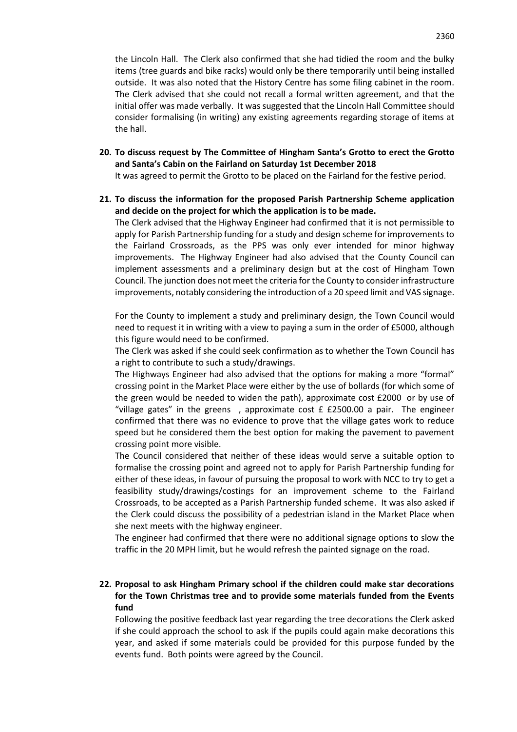the Lincoln Hall. The Clerk also confirmed that she had tidied the room and the bulky items (tree guards and bike racks) would only be there temporarily until being installed outside. It was also noted that the History Centre has some filing cabinet in the room. The Clerk advised that she could not recall a formal written agreement, and that the initial offer was made verbally. It was suggested that the Lincoln Hall Committee should consider formalising (in writing) any existing agreements regarding storage of items at the hall.

20. **To discuss request by The Committee of Hingham Santa's Grotto to erect the Grotto and Santa's Cabin on the Fairland on Saturday 1st December 2018**

    It was agreed to permit the Grotto to be placed on the Fairland for the festive period.

21. **To discuss the information for the proposed Parish Partnership Scheme application and decide on the project for which the application is to be made.**

    The Clerk advised that the Highway Engineer had confirmed that it is not permissible to apply for Parish Partnership funding for a study and design scheme for improvements to the Fairland Crossroads, as the PPS was only ever intended for minor highway improvements. The Highway Engineer had also advised that the County Council can implement assessments and a preliminary design but at the cost of Hingham Town Council. The junction does not meet the criteria for the County to consider infrastructure improvements, notably considering the introduction of a 20 speed limit and VAS signage.

    For the County to implement a study and preliminary design, the Town Council would need to request it in writing with a view to paying a sum in the order of £5000, although this figure would need to be confirmed.

    The Clerk was asked if she could seek confirmation as to whether the Town Council has a right to contribute to such a study/drawings.

    The Highways Engineer had also advised that the options for making a more "formal" crossing point in the Market Place were either by the use of bollards (for which some of the green would be needed to widen the path), approximate cost £2000 or by use of "village gates" in the greens , approximate cost £ £2500.00 a pair. The engineer confirmed that there was no evidence to prove that the village gates work to reduce speed but he considered them the best option for making the pavement to pavement crossing point more visible.

    The Council considered that neither of these ideas would serve a suitable option to formalise the crossing point and agreed not to apply for Parish Partnership funding for either of these ideas, in favour of pursuing the proposal to work with NCC to try to get a feasibility study/drawings/costings for an improvement scheme to the Fairland Crossroads, to be accepted as a Parish Partnership funded scheme. It was also asked if the Clerk could discuss the possibility of a pedestrian island in the Market Place when she next meets with the highway engineer.

    The engineer had confirmed that there were no additional signage options to slow the traffic in the 20 MPH limit, but he would refresh the painted signage on the road.

22. **Proposal to ask Hingham Primary school if the children could make star decorations for the Town Christmas tree and to provide some materials funded from the Events fund**

    Following the positive feedback last year regarding the tree decorations the Clerk asked if she could approach the school to ask if the pupils could again make decorations this year, and asked if some materials could be provided for this purpose funded by the events fund. Both points were agreed by the Council.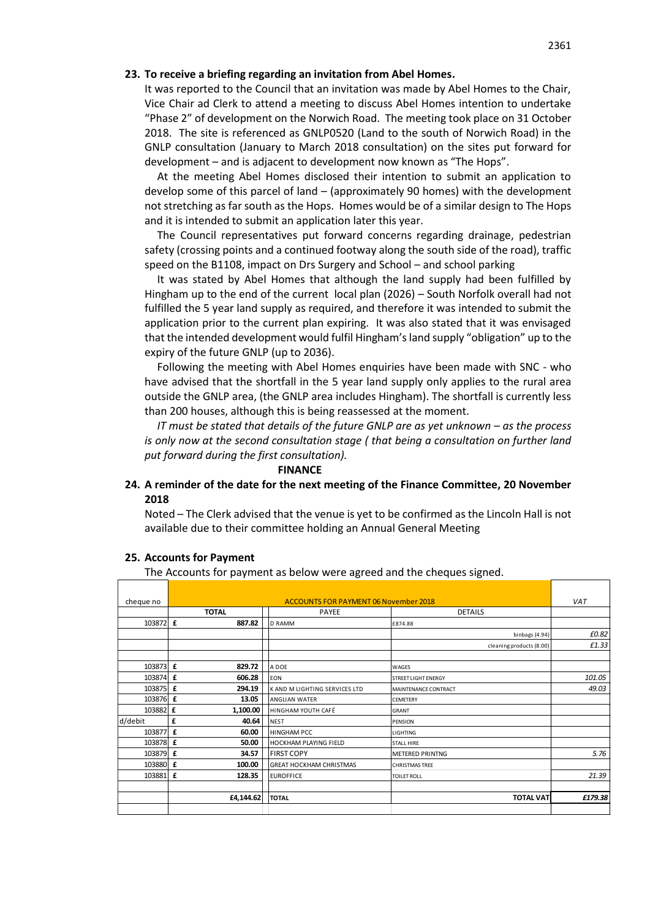**23. To receive a briefing regarding an invitation from Abel Homes.**

It was reported to the Council that an invitation was made by Abel Homes to the Chair, Vice Chair ad Clerk to attend a meeting to discuss Abel Homes intention to undertake "Phase 2" of development on the Norwich Road. The meeting took place on 31 October 2018. The site is referenced as GNLP0520 (Land to the south of Norwich Road) in the GNLP consultation (January to March 2018 consultation) on the sites put forward for development – and is adjacent to development now known as "The Hops".

At the meeting Abel Homes disclosed their intention to submit an application to develop some of this parcel of land – (approximately 90 homes) with the development not stretching as far south as the Hops. Homes would be of a similar design to The Hops and it is intended to submit an application later this year.

The Council representatives put forward concerns regarding drainage, pedestrian safety (crossing points and a continued footway along the south side of the road), traffic speed on the B1108, impact on Drs Surgery and School – and school parking

It was stated by Abel Homes that although the land supply had been fulfilled by Hingham up to the end of the current local plan (2026) – South Norfolk overall had not fulfilled the 5 year land supply as required, and therefore it was intended to submit the application prior to the current plan expiring. It was also stated that it was envisaged that the intended development would fulfil Hingham's land supply "obligation" up to the expiry of the future GNLP (up to 2036).

Following the meeting with Abel Homes enquiries have been made with SNC - who have advised that the shortfall in the 5 year land supply only applies to the rural area outside the GNLP area, (the GNLP area includes Hingham). The shortfall is currently less than 200 houses, although this is being reassessed at the moment.

*IT must be stated that details of the future GNLP are as yet unknown – as the process is only now at the second consultation stage ( that being a consultation on further land put forward during the first consultation).*

**FINANCE**

**24. A reminder of the date for the next meeting of the Finance Committee, 20 November 2018**

Noted – The Clerk advised that the venue is yet to be confirmed as the Lincoln Hall is not available due to their committee holding an Annual General Meeting

**25. Accounts for Payment**

The Accounts for payment as below were agreed and the cheques signed.

| cheque no | ACCOUNTS FOR PAYMENT 06 November 2018 | | | VAT |
|---|---|---|---|---|
| | TOTAL | PAYEE | DETAILS | |
| 103872 | £ 887.82 | D RAMM | £874.88 | |
| | | | binbags (4.94) | £0.82 |
| | | | cleaning products (8.00) | £1.33 |
| | | | | |
| 103873 | £ 829.72 | A DOE | WAGES | |
| 103874 | £ 606.28 | EON | STREET LIGHT ENERGY | 101.05 |
| 103875 | £ 294.19 | K AND M LIGHTING SERVICES LTD | MAINTENANCE CONTRACT | 49.03 |
| 103876 | £ 13.05 | ANGLIAN WATER | CEMETERY | |
| 103882 | £ 1,100.00 | HINGHAM YOUTH CAFÉ | GRANT | |
| d/debit | £ 40.64 | NEST | PENSION | |
| 103877 | £ 60.00 | HINGHAM PCC | LIGHTING | |
| 103878 | £ 50.00 | HOCKHAM PLAYING FIELD | STALL HIRE | |
| 103879 | £ 34.57 | FIRST COPY | METERED PRINTNG | 5.76 |
| 103880 | £ 100.00 | GREAT HOCKHAM CHRISTMAS | CHRISTMAS TREE | |
| 103881 | £ 128.35 | EUROFFICE | TOILET ROLL | 21.39 |
| | | | | |
| | £4,144.62 | TOTAL | TOTAL VAT | £179.38 |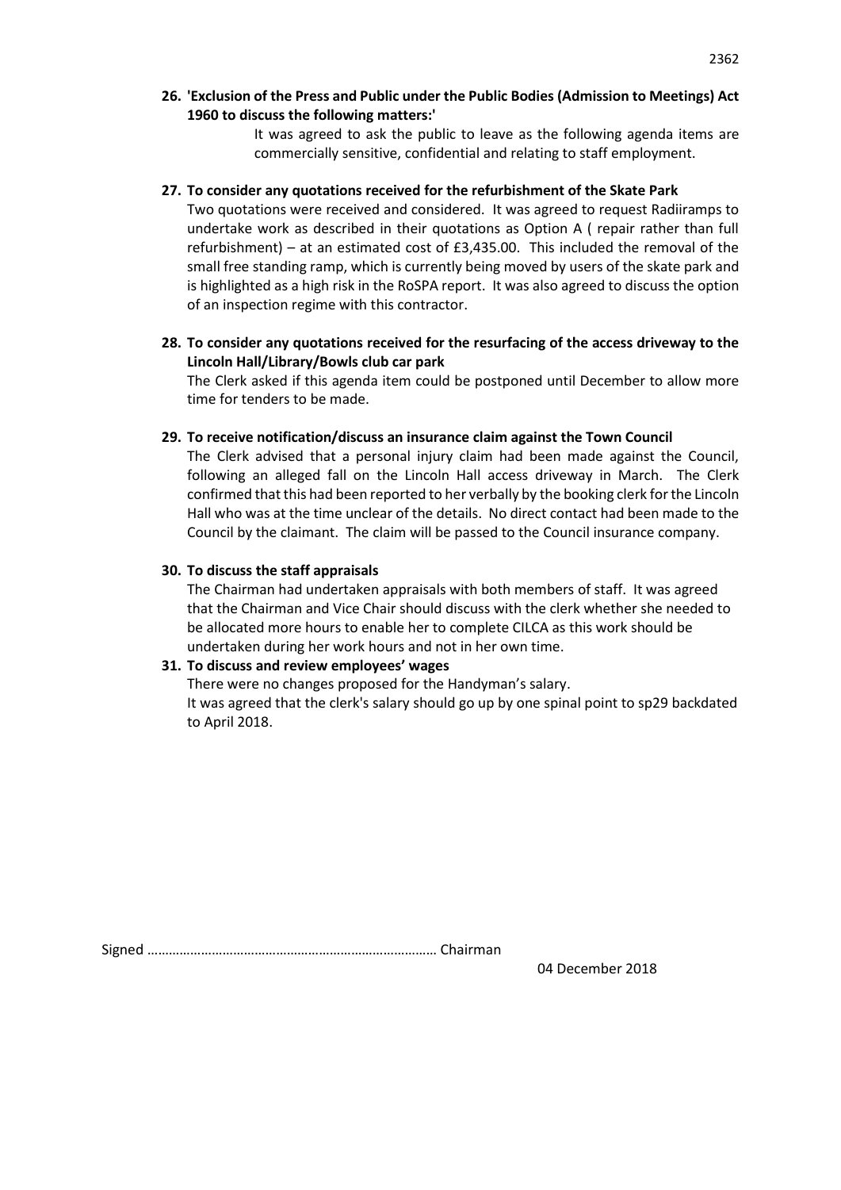**26. 'Exclusion of the Press and Public under the Public Bodies (Admission to Meetings) Act 1960 to discuss the following matters:'**

It was agreed to ask the public to leave as the following agenda items are commercially sensitive, confidential and relating to staff employment.

**27. To consider any quotations received for the refurbishment of the Skate Park**

Two quotations were received and considered. It was agreed to request Radiiramps to undertake work as described in their quotations as Option A ( repair rather than full refurbishment) – at an estimated cost of £3,435.00. This included the removal of the small free standing ramp, which is currently being moved by users of the skate park and is highlighted as a high risk in the RoSPA report. It was also agreed to discuss the option of an inspection regime with this contractor.

**28. To consider any quotations received for the resurfacing of the access driveway to the Lincoln Hall/Library/Bowls club car park**

The Clerk asked if this agenda item could be postponed until December to allow more time for tenders to be made.

**29. To receive notification/discuss an insurance claim against the Town Council**

The Clerk advised that a personal injury claim had been made against the Council, following an alleged fall on the Lincoln Hall access driveway in March. The Clerk confirmed that this had been reported to her verbally by the booking clerk for the Lincoln Hall who was at the time unclear of the details. No direct contact had been made to the Council by the claimant. The claim will be passed to the Council insurance company.

**30. To discuss the staff appraisals**

The Chairman had undertaken appraisals with both members of staff. It was agreed that the Chairman and Vice Chair should discuss with the clerk whether she needed to be allocated more hours to enable her to complete CILCA as this work should be undertaken during her work hours and not in her own time.

**31. To discuss and review employees' wages**

There were no changes proposed for the Handyman's salary.
It was agreed that the clerk's salary should go up by one spinal point to sp29 backdated to April 2018.

Signed …………………………………………………………………… Chairman

04 December 2018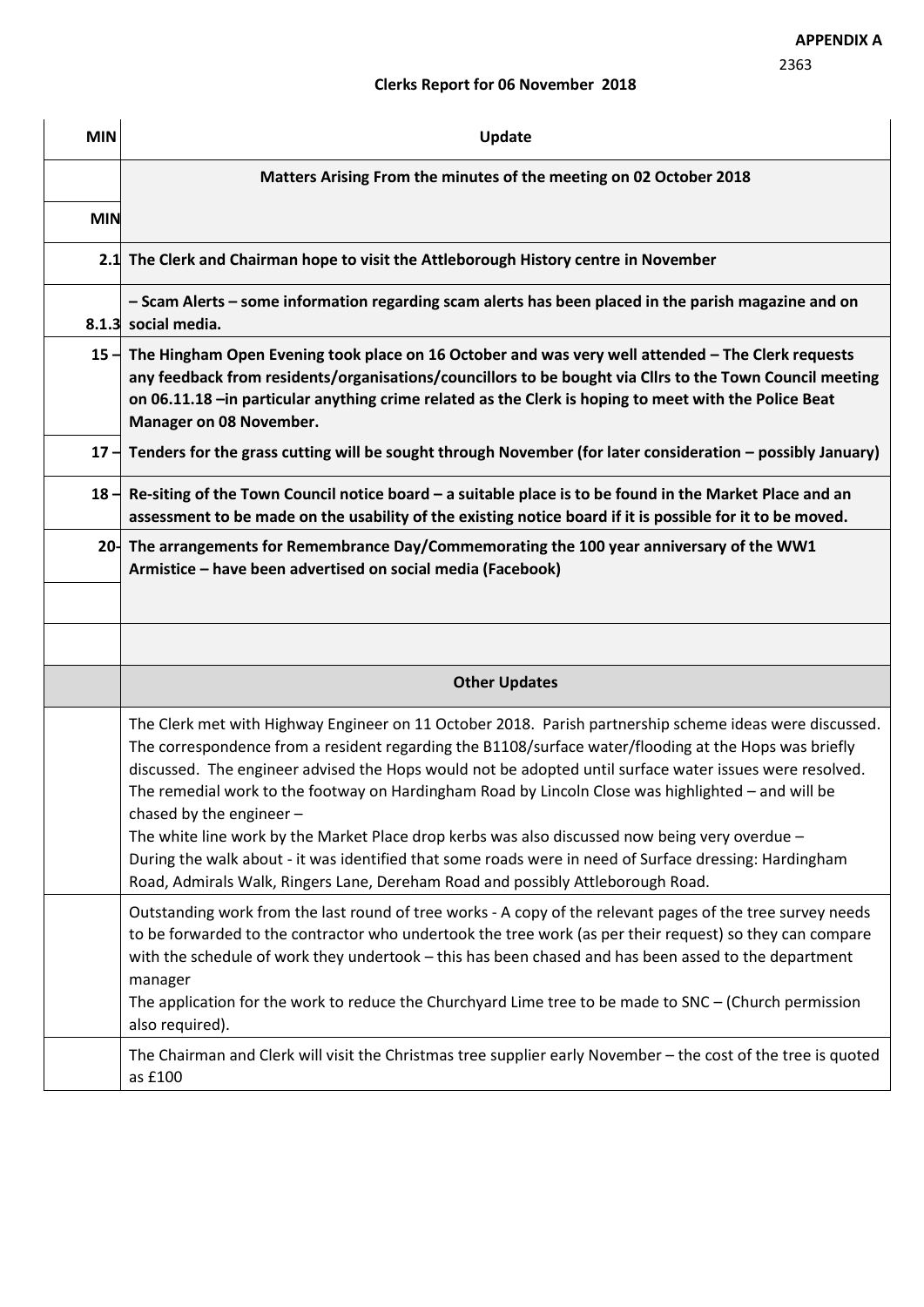**APPENDIX A**

2363

## Clerks Report for 06 November 2018

| MIN | Update |
|---|---|
| | **Matters Arising From the minutes of the meeting on 02 October 2018** |
| **MIN** | |
| **2.1** | **The Clerk and Chairman hope to visit the Attleborough History centre in November** |
| **8.1.3** | **– Scam Alerts – some information regarding scam alerts has been placed in the parish magazine and on social media.** |
| **15 –** | **The Hingham Open Evening took place on 16 October and was very well attended – The Clerk requests any feedback from residents/organisations/councillors to be bought via Cllrs to the Town Council meeting on 06.11.18 –in particular anything crime related as the Clerk is hoping to meet with the Police Beat Manager on 08 November.** |
| **17 –** | **Tenders for the grass cutting will be sought through November (for later consideration – possibly January)** |
| **18 –** | **Re-siting of the Town Council notice board – a suitable place is to be found in the Market Place and an assessment to be made on the usability of the existing notice board if it is possible for it to be moved.** |
| **20-** | **The arrangements for Remembrance Day/Commemorating the 100 year anniversary of the WW1 Armistice – have been advertised on social media (Facebook)** |
| | |
| | |
| | **Other Updates** |
| | The Clerk met with Highway Engineer on 11 October 2018. Parish partnership scheme ideas were discussed. The correspondence from a resident regarding the B1108/surface water/flooding at the Hops was briefly discussed. The engineer advised the Hops would not be adopted until surface water issues were resolved. The remedial work to the footway on Hardingham Road by Lincoln Close was highlighted – and will be chased by the engineer –<br>The white line work by the Market Place drop kerbs was also discussed now being very overdue –<br>During the walk about - it was identified that some roads were in need of Surface dressing: Hardingham Road, Admirals Walk, Ringers Lane, Dereham Road and possibly Attleborough Road. |
| | Outstanding work from the last round of tree works - A copy of the relevant pages of the tree survey needs to be forwarded to the contractor who undertook the tree work (as per their request) so they can compare with the schedule of work they undertook – this has been chased and has been assed to the department manager<br>The application for the work to reduce the Churchyard Lime tree to be made to SNC – (Church permission also required). |
| | The Chairman and Clerk will visit the Christmas tree supplier early November – the cost of the tree is quoted as £100 |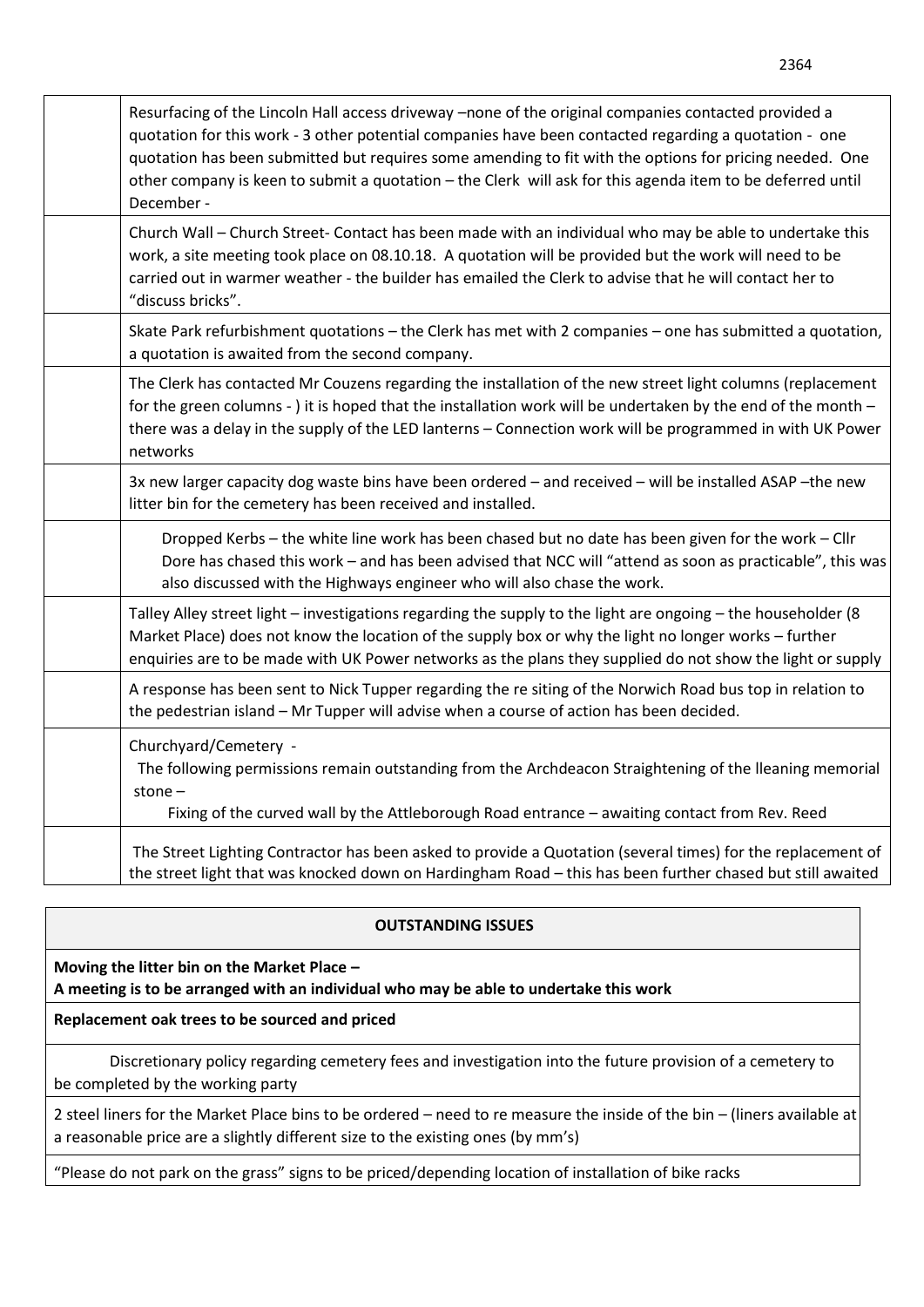| | |
|---|---|
| | Resurfacing of the Lincoln Hall access driveway –none of the original companies contacted provided a quotation for this work - 3 other potential companies have been contacted regarding a quotation - one quotation has been submitted but requires some amending to fit with the options for pricing needed. One other company is keen to submit a quotation – the Clerk will ask for this agenda item to be deferred until December - |
| | Church Wall – Church Street- Contact has been made with an individual who may be able to undertake this work, a site meeting took place on 08.10.18. A quotation will be provided but the work will need to be carried out in warmer weather - the builder has emailed the Clerk to advise that he will contact her to "discuss bricks". |
| | Skate Park refurbishment quotations – the Clerk has met with 2 companies – one has submitted a quotation, a quotation is awaited from the second company. |
| | The Clerk has contacted Mr Couzens regarding the installation of the new street light columns (replacement for the green columns - ) it is hoped that the installation work will be undertaken by the end of the month – there was a delay in the supply of the LED lanterns – Connection work will be programmed in with UK Power networks |
| | 3x new larger capacity dog waste bins have been ordered – and received – will be installed ASAP –the new litter bin for the cemetery has been received and installed. |
| | Dropped Kerbs – the white line work has been chased but no date has been given for the work – Cllr Dore has chased this work – and has been advised that NCC will "attend as soon as practicable", this was also discussed with the Highways engineer who will also chase the work. |
| | Talley Alley street light – investigations regarding the supply to the light are ongoing – the householder (8 Market Place) does not know the location of the supply box or why the light no longer works – further enquiries are to be made with UK Power networks as the plans they supplied do not show the light or supply |
| | A response has been sent to Nick Tupper regarding the re siting of the Norwich Road bus top in relation to the pedestrian island – Mr Tupper will advise when a course of action has been decided. |
| | Churchyard/Cemetery - The following permissions remain outstanding from the Archdeacon Straightening of the lleaning memorial stone – Fixing of the curved wall by the Attleborough Road entrance – awaiting contact from Rev. Reed |
| | The Street Lighting Contractor has been asked to provide a Quotation (several times) for the replacement of the street light that was knocked down on Hardingham Road – this has been further chased but still awaited |

| OUTSTANDING ISSUES |
|---|
| **Moving the litter bin on the Market Place – A meeting is to be arranged with an individual who may be able to undertake this work** |
| **Replacement oak trees to be sourced and priced** |
| Discretionary policy regarding cemetery fees and investigation into the future provision of a cemetery to be completed by the working party |
| 2 steel liners for the Market Place bins to be ordered – need to re measure the inside of the bin – (liners available at a reasonable price are a slightly different size to the existing ones (by mm's) |
| "Please do not park on the grass" signs to be priced/depending location of installation of bike racks |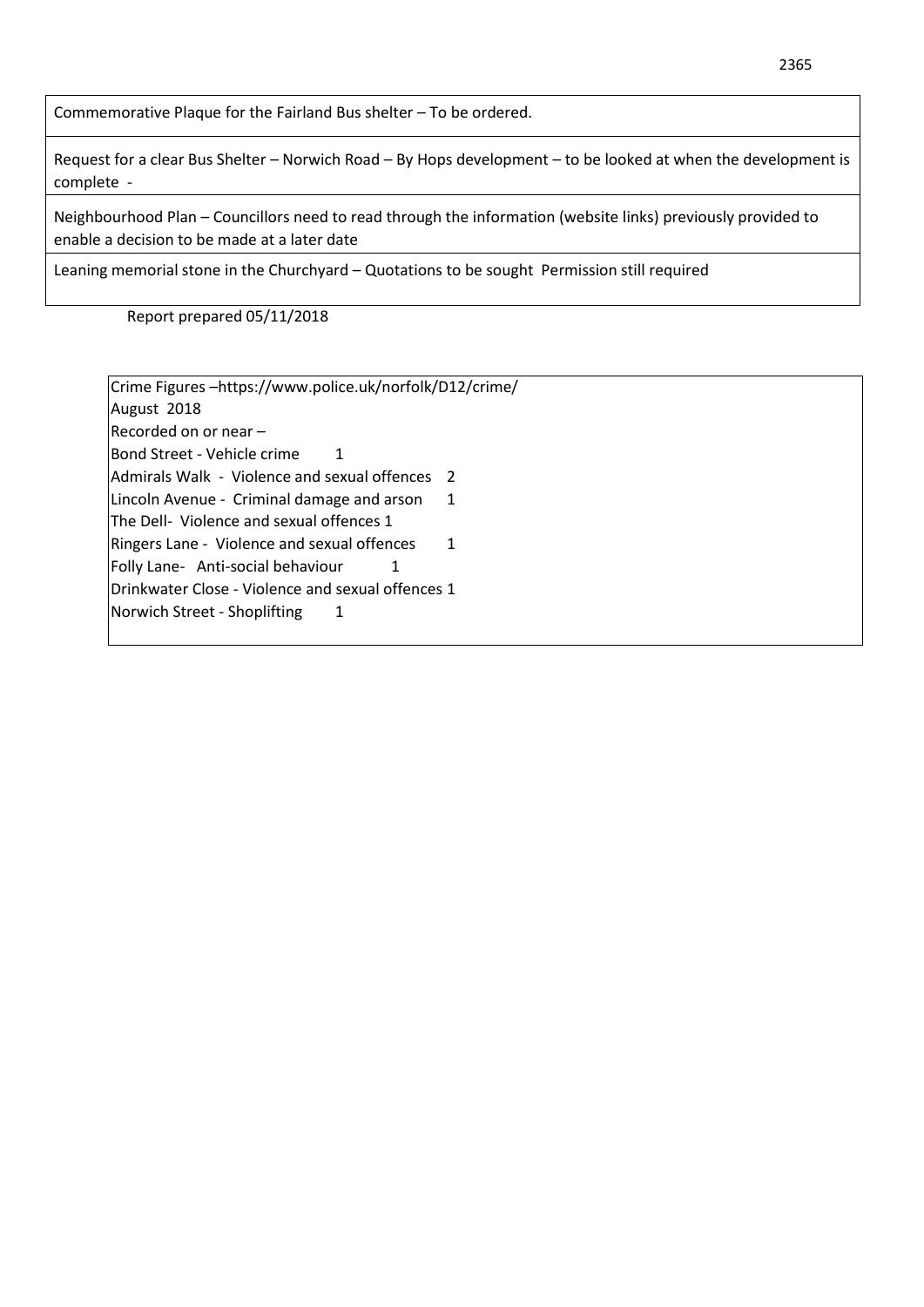| |
|---|
| Commemorative Plaque for the Fairland Bus shelter – To be ordered. |
| Request for a clear Bus Shelter – Norwich Road – By Hops development – to be looked at when the development is complete - |
| Neighbourhood Plan – Councillors need to read through the information (website links) previously provided to enable a decision to be made at a later date |
| Leaning memorial stone in the Churchyard – Quotations to be sought Permission still required |

Report prepared 05/11/2018

Crime Figures –https://www.police.uk/norfolk/D12/crime/
August 2018
Recorded on or near –
Bond Street - Vehicle crime 1
Admirals Walk - Violence and sexual offences 2
Lincoln Avenue - Criminal damage and arson 1
The Dell- Violence and sexual offences 1
Ringers Lane - Violence and sexual offences 1
Folly Lane- Anti-social behaviour 1
Drinkwater Close - Violence and sexual offences 1
Norwich Street - Shoplifting 1